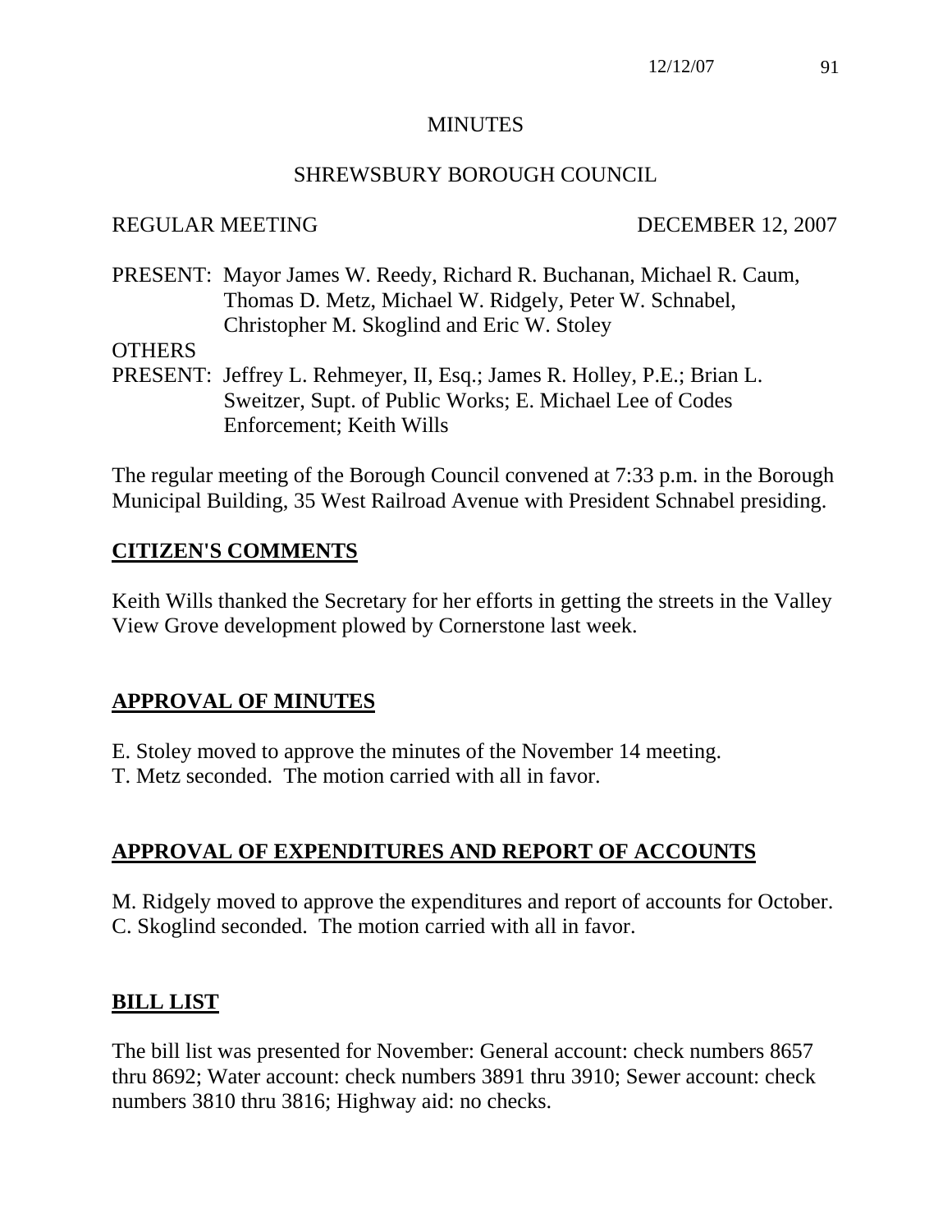# MINUTES

## SHREWSBURY BOROUGH COUNCIL

REGULAR MEETING DECEMBER 12, 2007

PRESENT: Mayor James W. Reedy, Richard R. Buchanan, Michael R. Caum, Thomas D. Metz, Michael W. Ridgely, Peter W. Schnabel, Christopher M. Skoglind and Eric W. Stoley

OTHERS PRESENT: Jeffrey L. Rehmeyer, II, Esq.; James R. Holley, P.E.; Brian L. Sweitzer, Supt. of Public Works; E. Michael Lee of Codes Enforcement; Keith Wills

The regular meeting of the Borough Council convened at 7:33 p.m. in the Borough Municipal Building, 35 West Railroad Avenue with President Schnabel presiding.

## CITIZEN'S COMMENTS

Keith Wills thanked the Secretary for her efforts in getting the streets in the Valley View Grove development plowed by Cornerstone last week.

## APPROVAL OF MINUTES

E. Stoley moved to approve the minutes of the November 14 meeting.
T. Metz seconded. The motion carried with all in favor.

## APPROVAL OF EXPENDITURES AND REPORT OF ACCOUNTS

M. Ridgely moved to approve the expenditures and report of accounts for October.
C. Skoglind seconded. The motion carried with all in favor.

## BILL LIST

The bill list was presented for November: General account: check numbers 8657 thru 8692; Water account: check numbers 3891 thru 3910; Sewer account: check numbers 3810 thru 3816; Highway aid: no checks.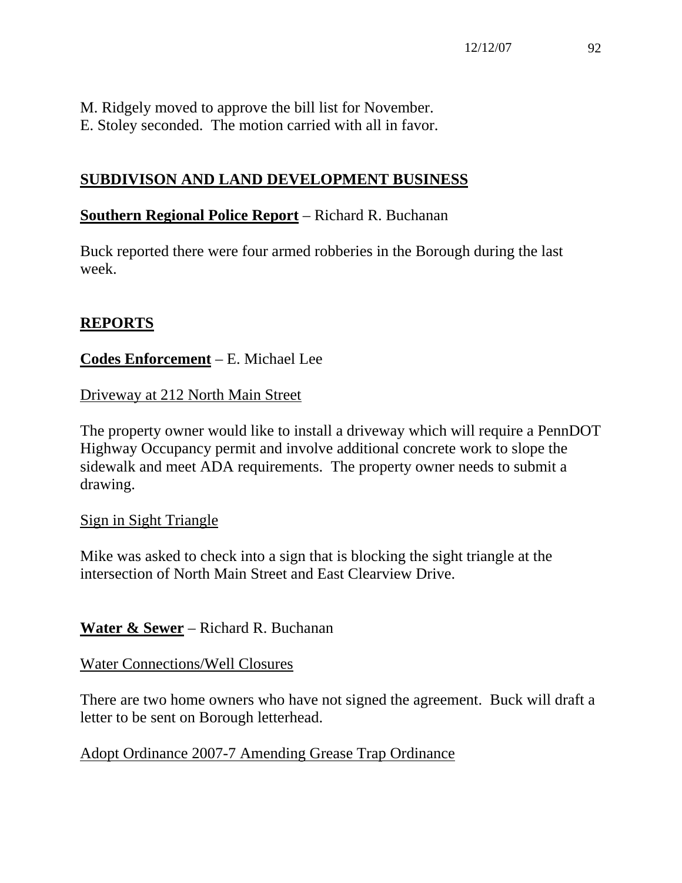M. Ridgely moved to approve the bill list for November.
E. Stoley seconded. The motion carried with all in favor.

## SUBDIVISON AND LAND DEVELOPMENT BUSINESS

**Southern Regional Police Report** – Richard R. Buchanan

Buck reported there were four armed robberies in the Borough during the last week.

## REPORTS

**Codes Enforcement** – E. Michael Lee

Driveway at 212 North Main Street

The property owner would like to install a driveway which will require a PennDOT Highway Occupancy permit and involve additional concrete work to slope the sidewalk and meet ADA requirements. The property owner needs to submit a drawing.

Sign in Sight Triangle

Mike was asked to check into a sign that is blocking the sight triangle at the intersection of North Main Street and East Clearview Drive.

**Water & Sewer** – Richard R. Buchanan

Water Connections/Well Closures

There are two home owners who have not signed the agreement. Buck will draft a letter to be sent on Borough letterhead.

Adopt Ordinance 2007-7 Amending Grease Trap Ordinance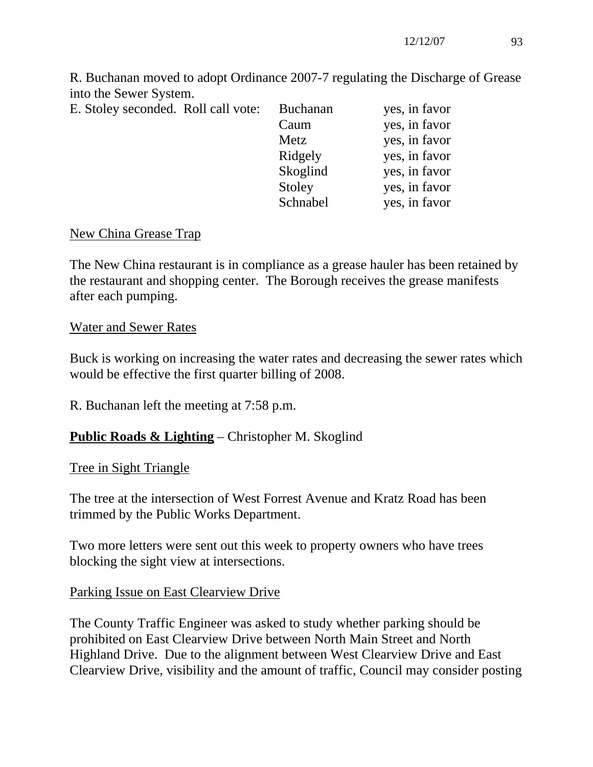R. Buchanan moved to adopt Ordinance 2007-7 regulating the Discharge of Grease into the Sewer System.

| E. Stoley seconded. Roll call vote: | | |
|---|---|---|
| | Buchanan | yes, in favor |
| | Caum | yes, in favor |
| | Metz | yes, in favor |
| | Ridgely | yes, in favor |
| | Skoglind | yes, in favor |
| | Stoley | yes, in favor |
| | Schnabel | yes, in favor |

New China Grease Trap

The New China restaurant is in compliance as a grease hauler has been retained by the restaurant and shopping center. The Borough receives the grease manifests after each pumping.

Water and Sewer Rates

Buck is working on increasing the water rates and decreasing the sewer rates which would be effective the first quarter billing of 2008.

R. Buchanan left the meeting at 7:58 p.m.

**Public Roads & Lighting** – Christopher M. Skoglind

Tree in Sight Triangle

The tree at the intersection of West Forrest Avenue and Kratz Road has been trimmed by the Public Works Department.

Two more letters were sent out this week to property owners who have trees blocking the sight view at intersections.

Parking Issue on East Clearview Drive

The County Traffic Engineer was asked to study whether parking should be prohibited on East Clearview Drive between North Main Street and North Highland Drive. Due to the alignment between West Clearview Drive and East Clearview Drive, visibility and the amount of traffic, Council may consider posting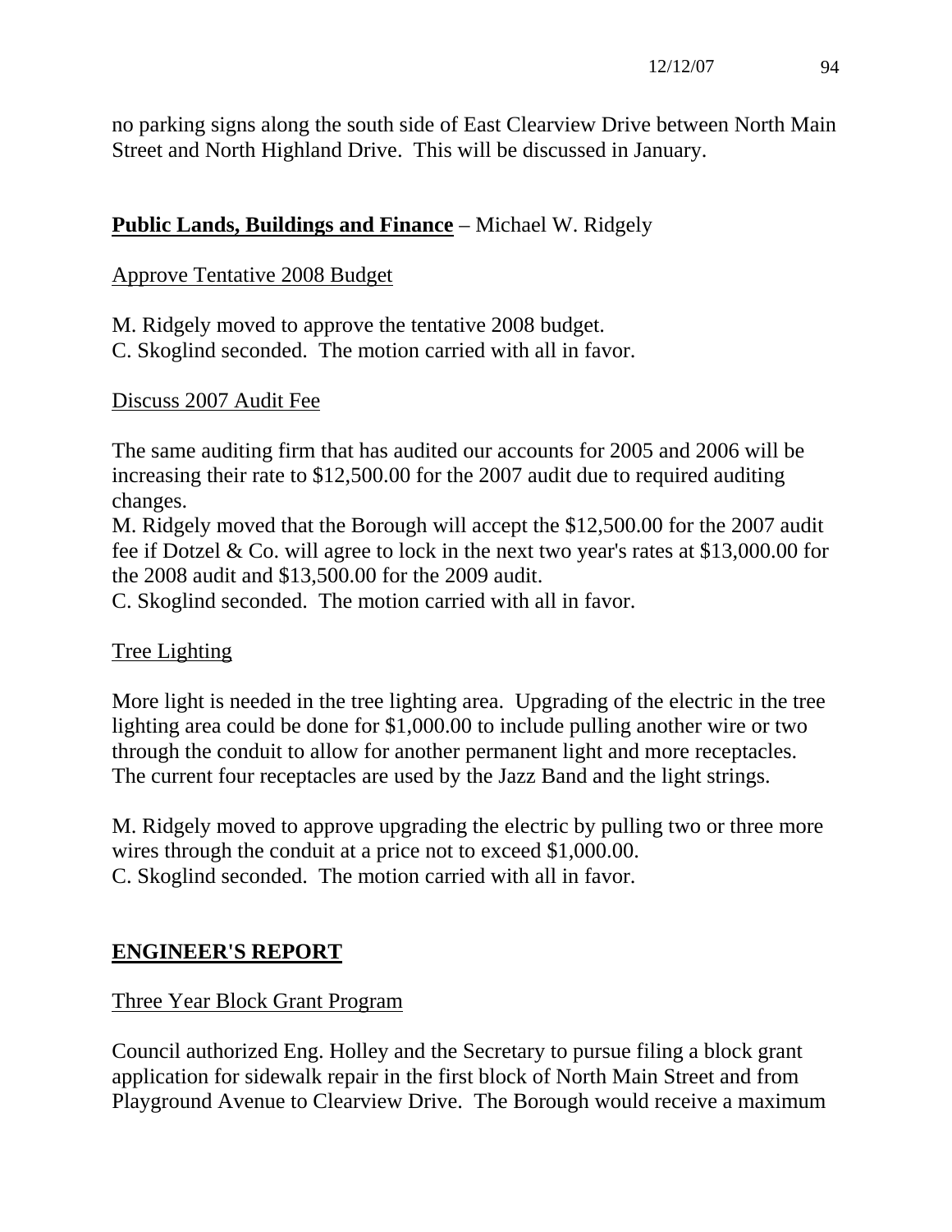no parking signs along the south side of East Clearview Drive between North Main Street and North Highland Drive. This will be discussed in January.

**Public Lands, Buildings and Finance** – Michael W. Ridgely

Approve Tentative 2008 Budget

M. Ridgely moved to approve the tentative 2008 budget.
C. Skoglind seconded. The motion carried with all in favor.

Discuss 2007 Audit Fee

The same auditing firm that has audited our accounts for 2005 and 2006 will be increasing their rate to $12,500.00 for the 2007 audit due to required auditing changes.
M. Ridgely moved that the Borough will accept the $12,500.00 for the 2007 audit fee if Dotzel & Co. will agree to lock in the next two year's rates at $13,000.00 for the 2008 audit and $13,500.00 for the 2009 audit.
C. Skoglind seconded. The motion carried with all in favor.

Tree Lighting

More light is needed in the tree lighting area. Upgrading of the electric in the tree lighting area could be done for $1,000.00 to include pulling another wire or two through the conduit to allow for another permanent light and more receptacles. The current four receptacles are used by the Jazz Band and the light strings.

M. Ridgely moved to approve upgrading the electric by pulling two or three more wires through the conduit at a price not to exceed $1,000.00.
C. Skoglind seconded. The motion carried with all in favor.

## ENGINEER'S REPORT

Three Year Block Grant Program

Council authorized Eng. Holley and the Secretary to pursue filing a block grant application for sidewalk repair in the first block of North Main Street and from Playground Avenue to Clearview Drive. The Borough would receive a maximum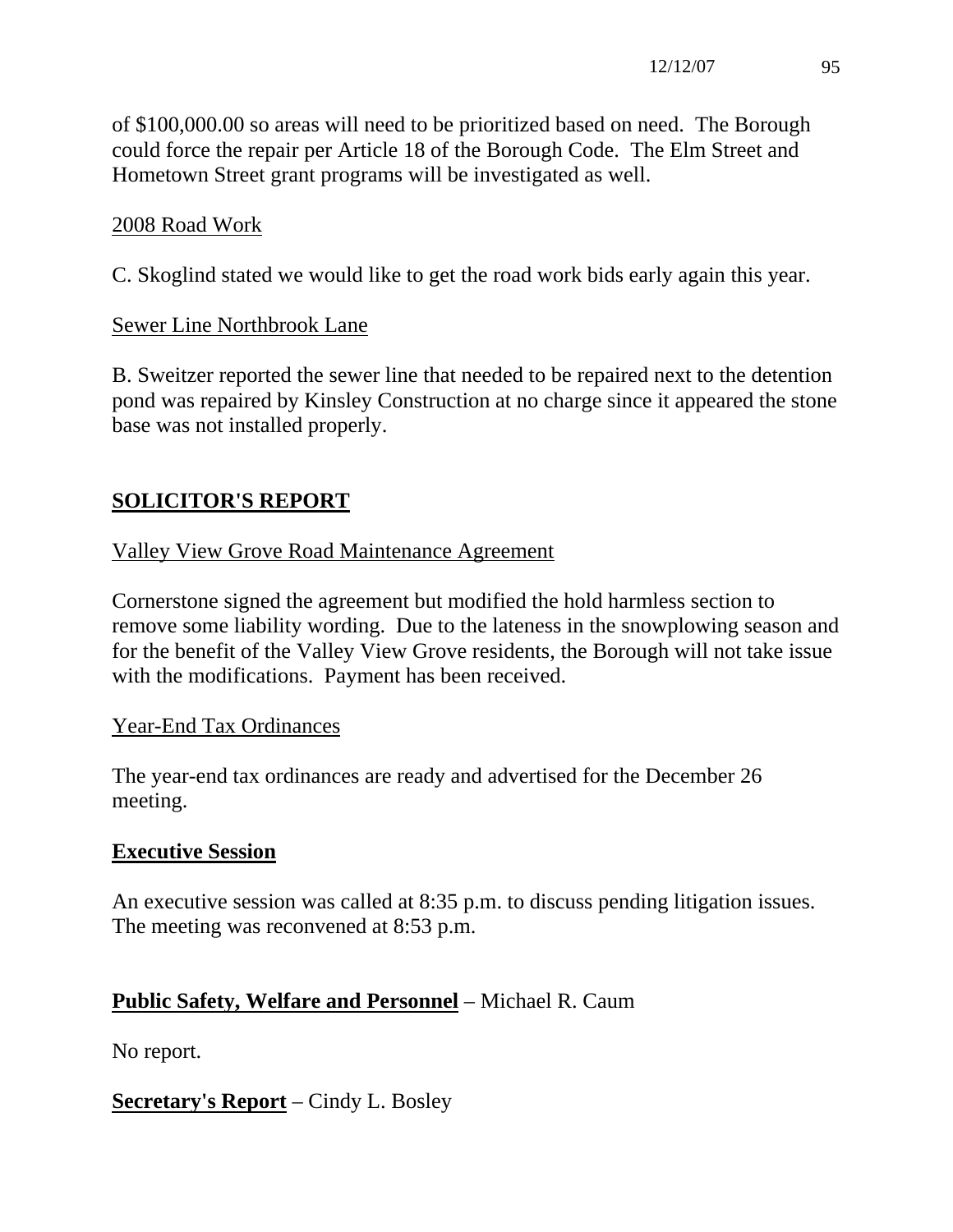of $100,000.00 so areas will need to be prioritized based on need. The Borough could force the repair per Article 18 of the Borough Code. The Elm Street and Hometown Street grant programs will be investigated as well.

2008 Road Work

C. Skoglind stated we would like to get the road work bids early again this year.

Sewer Line Northbrook Lane

B. Sweitzer reported the sewer line that needed to be repaired next to the detention pond was repaired by Kinsley Construction at no charge since it appeared the stone base was not installed properly.

## SOLICITOR'S REPORT

Valley View Grove Road Maintenance Agreement

Cornerstone signed the agreement but modified the hold harmless section to remove some liability wording. Due to the lateness in the snowplowing season and for the benefit of the Valley View Grove residents, the Borough will not take issue with the modifications. Payment has been received.

Year-End Tax Ordinances

The year-end tax ordinances are ready and advertised for the December 26 meeting.

**Executive Session**

An executive session was called at 8:35 p.m. to discuss pending litigation issues. The meeting was reconvened at 8:53 p.m.

**Public Safety, Welfare and Personnel** – Michael R. Caum

No report.

**Secretary's Report** – Cindy L. Bosley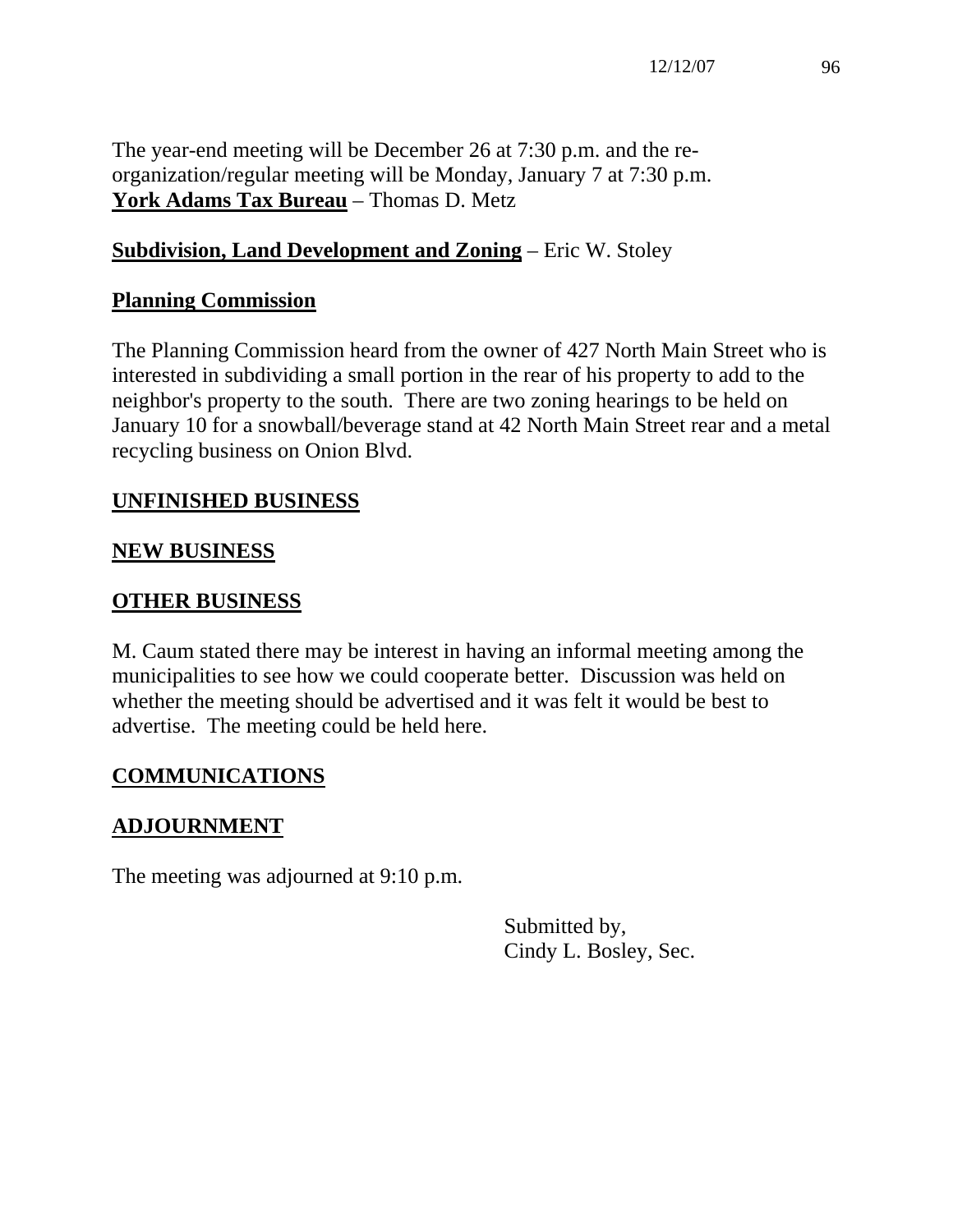The year-end meeting will be December 26 at 7:30 p.m. and the re-organization/regular meeting will be Monday, January 7 at 7:30 p.m.
**York Adams Tax Bureau** – Thomas D. Metz

**Subdivision, Land Development and Zoning** – Eric W. Stoley

**Planning Commission**

The Planning Commission heard from the owner of 427 North Main Street who is interested in subdividing a small portion in the rear of his property to add to the neighbor's property to the south. There are two zoning hearings to be held on January 10 for a snowball/beverage stand at 42 North Main Street rear and a metal recycling business on Onion Blvd.

**UNFINISHED BUSINESS**

**NEW BUSINESS**

**OTHER BUSINESS**

M. Caum stated there may be interest in having an informal meeting among the municipalities to see how we could cooperate better. Discussion was held on whether the meeting should be advertised and it was felt it would be best to advertise. The meeting could be held here.

**COMMUNICATIONS**

**ADJOURNMENT**

The meeting was adjourned at 9:10 p.m.

Submitted by,
Cindy L. Bosley, Sec.